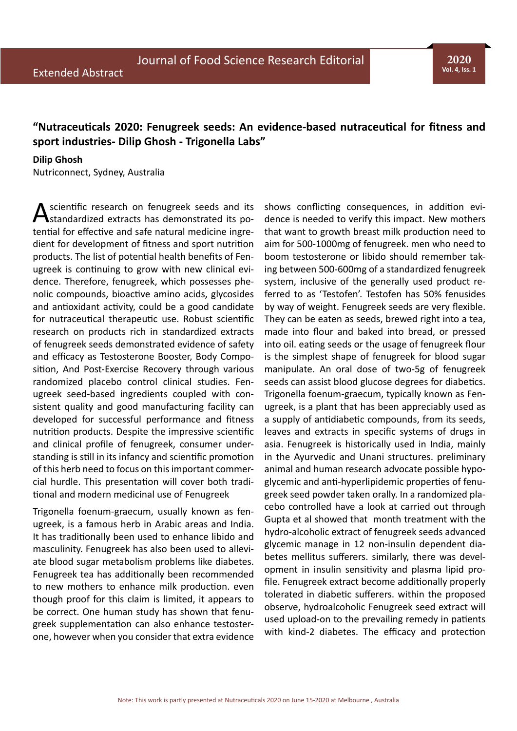Extended Abstract

## "Nutraceuticals 2020: Fenugreek seeds: An evidence-based nutraceutical for fitness and sport industries- Dilip Ghosh - Trigonella Labs"

**Dilip Ghosh**
Nutriconnect, Sydney, Australia

A scientific research on fenugreek seeds and its standardized extracts has demonstrated its potential for effective and safe natural medicine ingredient for development of fitness and sport nutrition products. The list of potential health benefits of Fenugreek is continuing to grow with new clinical evidence. Therefore, fenugreek, which possesses phenolic compounds, bioactive amino acids, glycosides and antioxidant activity, could be a good candidate for nutraceutical therapeutic use. Robust scientific research on products rich in standardized extracts of fenugreek seeds demonstrated evidence of safety and efficacy as Testosterone Booster, Body Composition, And Post-Exercise Recovery through various randomized placebo control clinical studies. Fenugreek seed-based ingredients coupled with consistent quality and good manufacturing facility can developed for successful performance and fitness nutrition products. Despite the impressive scientific and clinical profile of fenugreek, consumer understanding is still in its infancy and scientific promotion of this herb need to focus on this important commercial hurdle. This presentation will cover both traditional and modern medicinal use of Fenugreek

Trigonella foenum-graecum, usually known as fenugreek, is a famous herb in Arabic areas and India. It has traditionally been used to enhance libido and masculinity. Fenugreek has also been used to alleviate blood sugar metabolism problems like diabetes. Fenugreek tea has additionally been recommended to new mothers to enhance milk production. even though proof for this claim is limited, it appears to be correct. One human study has shown that fenugreek supplementation can also enhance testosterone, however when you consider that extra evidence shows conflicting consequences, in addition evidence is needed to verify this impact. New mothers that want to growth breast milk production need to aim for 500-1000mg of fenugreek. men who need to boom testosterone or libido should remember taking between 500-600mg of a standardized fenugreek system, inclusive of the generally used product referred to as 'Testofen'. Testofen has 50% fenusides by way of weight. Fenugreek seeds are very flexible. They can be eaten as seeds, brewed right into a tea, made into flour and baked into bread, or pressed into oil. eating seeds or the usage of fenugreek flour is the simplest shape of fenugreek for blood sugar manipulate. An oral dose of two-5g of fenugreek seeds can assist blood glucose degrees for diabetics. Trigonella foenum-graecum, typically known as Fenugreek, is a plant that has been appreciably used as a supply of antidiabetic compounds, from its seeds, leaves and extracts in specific systems of drugs in asia. Fenugreek is historically used in India, mainly in the Ayurvedic and Unani structures. preliminary animal and human research advocate possible hypoglycemic and anti-hyperlipidemic properties of fenugreek seed powder taken orally. In a randomized placebo controlled have a look at carried out through Gupta et al showed that month treatment with the hydro-alcoholic extract of fenugreek seeds advanced glycemic manage in 12 non-insulin dependent diabetes mellitus sufferers. similarly, there was development in insulin sensitivity and plasma lipid profile. Fenugreek extract become additionally properly tolerated in diabetic sufferers. within the proposed observe, hydroalcoholic Fenugreek seed extract will used upload-on to the prevailing remedy in patients with kind-2 diabetes. The efficacy and protection

Note: This work is partly presented at Nutraceuticals 2020 on June 15-2020 at Melbourne , Australia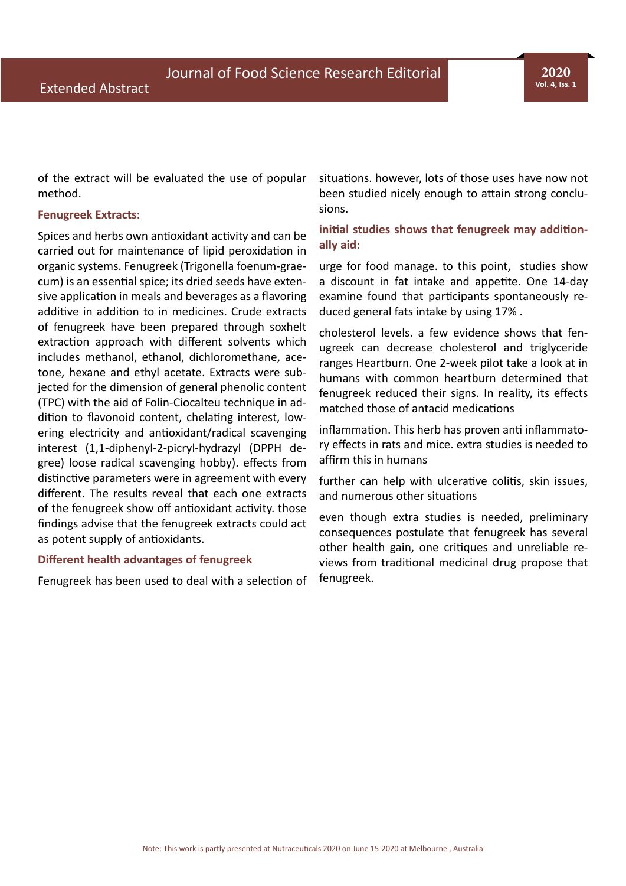of the extract will be evaluated the use of popular method.

### Fenugreek Extracts:

Spices and herbs own antioxidant activity and can be carried out for maintenance of lipid peroxidation in organic systems. Fenugreek (Trigonella foenum-graecum) is an essential spice; its dried seeds have extensive application in meals and beverages as a flavoring additive in addition to in medicines. Crude extracts of fenugreek have been prepared through soxhelt extraction approach with different solvents which includes methanol, ethanol, dichloromethane, acetone, hexane and ethyl acetate. Extracts were subjected for the dimension of general phenolic content (TPC) with the aid of Folin-Ciocalteu technique in addition to flavonoid content, chelating interest, lowering electricity and antioxidant/radical scavenging interest (1,1-diphenyl-2-picryl-hydrazyl (DPPH degree) loose radical scavenging hobby). effects from distinctive parameters were in agreement with every different. The results reveal that each one extracts of the fenugreek show off antioxidant activity. those findings advise that the fenugreek extracts could act as potent supply of antioxidants.

### Different health advantages of fenugreek

Fenugreek has been used to deal with a selection of situations. however, lots of those uses have now not been studied nicely enough to attain strong conclusions.

### initial studies shows that fenugreek may additionally aid:

urge for food manage. to this point, studies show a discount in fat intake and appetite. One 14-day examine found that participants spontaneously reduced general fats intake by using 17% .

cholesterol levels. a few evidence shows that fenugreek can decrease cholesterol and triglyceride ranges Heartburn. One 2-week pilot take a look at in humans with common heartburn determined that fenugreek reduced their signs. In reality, its effects matched those of antacid medications

inflammation. This herb has proven anti inflammatory effects in rats and mice. extra studies is needed to affirm this in humans

further can help with ulcerative colitis, skin issues, and numerous other situations

even though extra studies is needed, preliminary consequences postulate that fenugreek has several other health gain, one critiques and unreliable reviews from traditional medicinal drug propose that fenugreek.

Note: This work is partly presented at Nutraceuticals 2020 on June 15-2020 at Melbourne , Australia